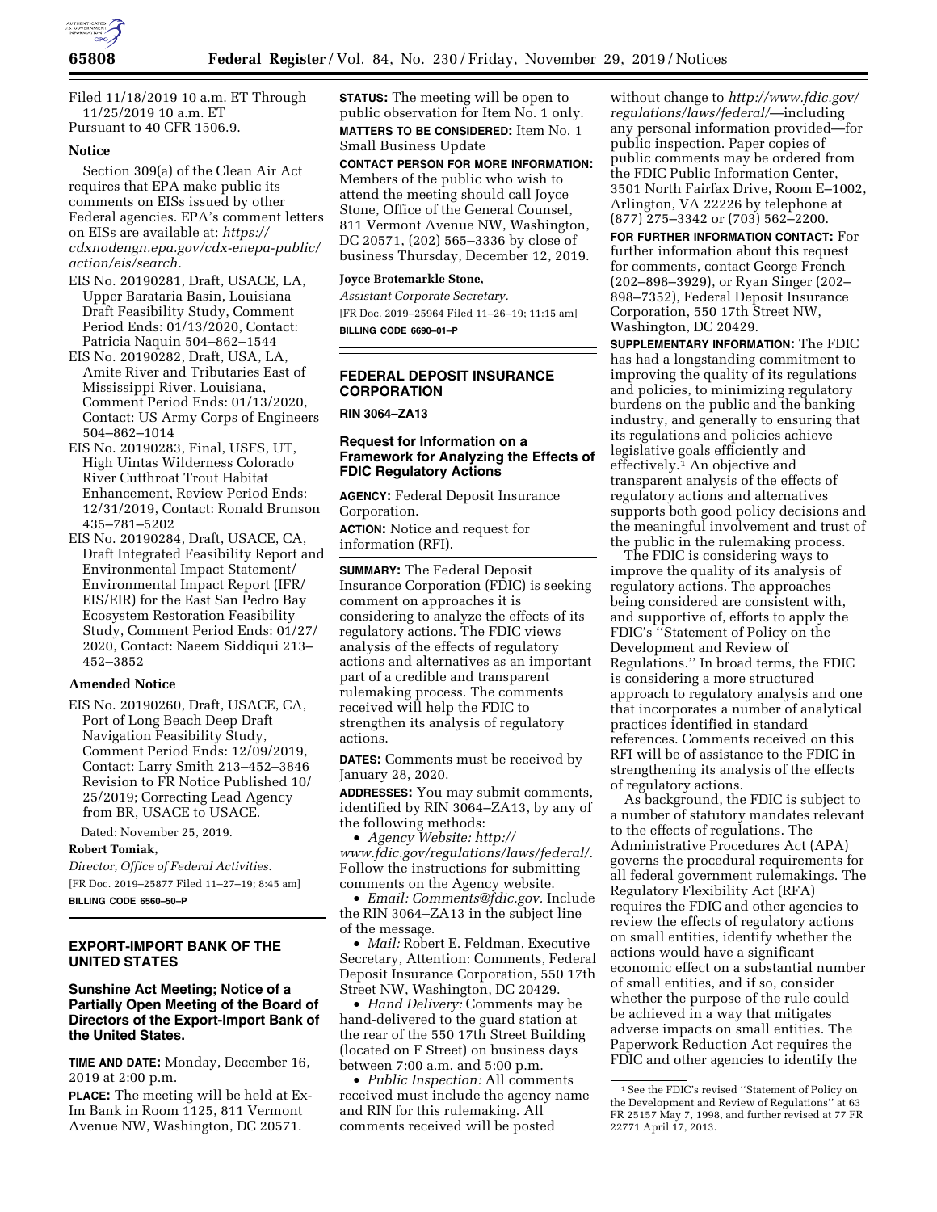Filed 11/18/2019 10 a.m. ET Through 11/25/2019 10 a.m. ET
Pursuant to 40 CFR 1506.9.

**Notice**

Section 309(a) of the Clean Air Act requires that EPA make public its comments on EISs issued by other Federal agencies. EPA's comment letters on EISs are available at: *https://cdxnodengn.epa.gov/cdx-enepa-public/action/eis/search.*

EIS No. 20190281, Draft, USACE, LA, Upper Barataria Basin, Louisiana Draft Feasibility Study, Comment Period Ends: 01/13/2020, Contact: Patricia Naquin 504–862–1544

EIS No. 20190282, Draft, USA, LA, Amite River and Tributaries East of Mississippi River, Louisiana, Comment Period Ends: 01/13/2020, Contact: US Army Corps of Engineers 504–862–1014

EIS No. 20190283, Final, USFS, UT, High Uintas Wilderness Colorado River Cutthroat Trout Habitat Enhancement, Review Period Ends: 12/31/2019, Contact: Ronald Brunson 435–781–5202

EIS No. 20190284, Draft, USACE, CA, Draft Integrated Feasibility Report and Environmental Impact Statement/Environmental Impact Report (IFR/EIS/EIR) for the East San Pedro Bay Ecosystem Restoration Feasibility Study, Comment Period Ends: 01/27/2020, Contact: Naeem Siddiqui 213–452–3852

**Amended Notice**

EIS No. 20190260, Draft, USACE, CA, Port of Long Beach Deep Draft Navigation Feasibility Study, Comment Period Ends: 12/09/2019, Contact: Larry Smith 213–452–3846 Revision to FR Notice Published 10/25/2019; Correcting Lead Agency from BR, USACE to USACE.

Dated: November 25, 2019.

**Robert Tomiak,**

*Director, Office of Federal Activities.*

[FR Doc. 2019–25877 Filed 11–27–19; 8:45 am]

**BILLING CODE 6560–50–P**

## EXPORT-IMPORT BANK OF THE UNITED STATES

### Sunshine Act Meeting; Notice of a Partially Open Meeting of the Board of Directors of the Export-Import Bank of the United States.

**TIME AND DATE:** Monday, December 16, 2019 at 2:00 p.m.

**PLACE:** The meeting will be held at Ex-Im Bank in Room 1125, 811 Vermont Avenue NW, Washington, DC 20571.

**STATUS:** The meeting will be open to public observation for Item No. 1 only.

**MATTERS TO BE CONSIDERED:** Item No. 1 Small Business Update

**CONTACT PERSON FOR MORE INFORMATION:** Members of the public who wish to attend the meeting should call Joyce Stone, Office of the General Counsel, 811 Vermont Avenue NW, Washington, DC 20571, (202) 565–3336 by close of business Thursday, December 12, 2019.

**Joyce Brotemarkle Stone,**

*Assistant Corporate Secretary.*

[FR Doc. 2019–25964 Filed 11–26–19; 11:15 am]

**BILLING CODE 6690–01–P**

## FEDERAL DEPOSIT INSURANCE CORPORATION

**RIN 3064–ZA13**

### Request for Information on a Framework for Analyzing the Effects of FDIC Regulatory Actions

**AGENCY:** Federal Deposit Insurance Corporation.

**ACTION:** Notice and request for information (RFI).

**SUMMARY:** The Federal Deposit Insurance Corporation (FDIC) is seeking comment on approaches it is considering to analyze the effects of its regulatory actions. The FDIC views analysis of the effects of regulatory actions and alternatives as an important part of a credible and transparent rulemaking process. The comments received will help the FDIC to strengthen its analysis of regulatory actions.

**DATES:** Comments must be received by January 28, 2020.

**ADDRESSES:** You may submit comments, identified by RIN 3064–ZA13, by any of the following methods:

- *Agency Website: http://www.fdic.gov/regulations/laws/federal/.* Follow the instructions for submitting comments on the Agency website.
- *Email: Comments@fdic.gov.* Include the RIN 3064–ZA13 in the subject line of the message.
- *Mail:* Robert E. Feldman, Executive Secretary, Attention: Comments, Federal Deposit Insurance Corporation, 550 17th Street NW, Washington, DC 20429.
- *Hand Delivery:* Comments may be hand-delivered to the guard station at the rear of the 550 17th Street Building (located on F Street) on business days between 7:00 a.m. and 5:00 p.m.
- *Public Inspection:* All comments received must include the agency name and RIN for this rulemaking. All comments received will be posted without change to *http://www.fdic.gov/regulations/laws/federal/*—including any personal information provided—for public inspection. Paper copies of public comments may be ordered from the FDIC Public Information Center, 3501 North Fairfax Drive, Room E–1002, Arlington, VA 22226 by telephone at (877) 275–3342 or (703) 562–2200.

**FOR FURTHER INFORMATION CONTACT:** For further information about this request for comments, contact George French (202–898–3929), or Ryan Singer (202–898–7352), Federal Deposit Insurance Corporation, 550 17th Street NW, Washington, DC 20429.

**SUPPLEMENTARY INFORMATION:** The FDIC has had a longstanding commitment to improving the quality of its regulations and policies, to minimizing regulatory burdens on the public and the banking industry, and generally to ensuring that its regulations and policies achieve legislative goals efficiently and effectively.[1] An objective and transparent analysis of the effects of regulatory actions and alternatives supports both good policy decisions and the meaningful involvement and trust of the public in the rulemaking process.

The FDIC is considering ways to improve the quality of its analysis of regulatory actions. The approaches being considered are consistent with, and supportive of, efforts to apply the FDIC's ''Statement of Policy on the Development and Review of Regulations.'' In broad terms, the FDIC is considering a more structured approach to regulatory analysis and one that incorporates a number of analytical practices identified in standard references. Comments received on this RFI will be of assistance to the FDIC in strengthening its analysis of the effects of regulatory actions.

As background, the FDIC is subject to a number of statutory mandates relevant to the effects of regulations. The Administrative Procedures Act (APA) governs the procedural requirements for all federal government rulemakings. The Regulatory Flexibility Act (RFA) requires the FDIC and other agencies to review the effects of regulatory actions on small entities, identify whether the actions would have a significant economic effect on a substantial number of small entities, and if so, consider whether the purpose of the rule could be achieved in a way that mitigates adverse impacts on small entities. The Paperwork Reduction Act requires the FDIC and other agencies to identify the

[1] See the FDIC's revised ''Statement of Policy on the Development and Review of Regulations'' at 63 FR 25157 May 7, 1998, and further revised at 77 FR 22771 April 17, 2013.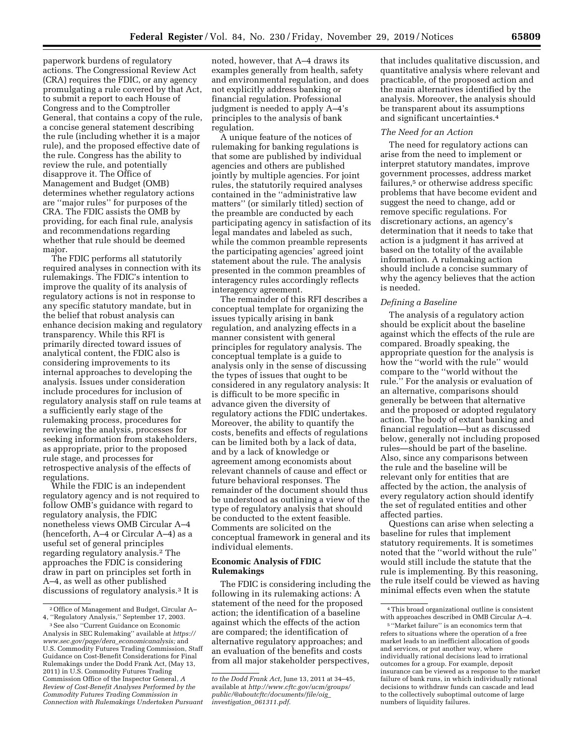paperwork burdens of regulatory actions. The Congressional Review Act (CRA) requires the FDIC, or any agency promulgating a rule covered by that Act, to submit a report to each House of Congress and to the Comptroller General, that contains a copy of the rule, a concise general statement describing the rule (including whether it is a major rule), and the proposed effective date of the rule. Congress has the ability to review the rule, and potentially disapprove it. The Office of Management and Budget (OMB) determines whether regulatory actions are ''major rules'' for purposes of the CRA. The FDIC assists the OMB by providing, for each final rule, analysis and recommendations regarding whether that rule should be deemed major.

The FDIC performs all statutorily required analyses in connection with its rulemakings. The FDIC's intention to improve the quality of its analysis of regulatory actions is not in response to any specific statutory mandate, but in the belief that robust analysis can enhance decision making and regulatory transparency. While this RFI is primarily directed toward issues of analytical content, the FDIC also is considering improvements to its internal approaches to developing the analysis. Issues under consideration include procedures for inclusion of regulatory analysis staff on rule teams at a sufficiently early stage of the rulemaking process, procedures for reviewing the analysis, processes for seeking information from stakeholders, as appropriate, prior to the proposed rule stage, and processes for retrospective analysis of the effects of regulations.

While the FDIC is an independent regulatory agency and is not required to follow OMB's guidance with regard to regulatory analysis, the FDIC nonetheless views OMB Circular A–4 (henceforth, A–4 or Circular A–4) as a useful set of general principles regarding regulatory analysis.[2] The approaches the FDIC is considering draw in part on principles set forth in A–4, as well as other published discussions of regulatory analysis.[3] It is noted, however, that A–4 draws its examples generally from health, safety and environmental regulation, and does not explicitly address banking or financial regulation. Professional judgment is needed to apply A–4's principles to the analysis of bank regulation.

A unique feature of the notices of rulemaking for banking regulations is that some are published by individual agencies and others are published jointly by multiple agencies. For joint rules, the statutorily required analyses contained in the ''administrative law matters'' (or similarly titled) section of the preamble are conducted by each participating agency in satisfaction of its legal mandates and labeled as such, while the common preamble represents the participating agencies' agreed joint statement about the rule. The analysis presented in the common preambles of interagency rules accordingly reflects interagency agreement.

The remainder of this RFI describes a conceptual template for organizing the issues typically arising in bank regulation, and analyzing effects in a manner consistent with general principles for regulatory analysis. The conceptual template is a guide to analysis only in the sense of discussing the types of issues that ought to be considered in any regulatory analysis: It is difficult to be more specific in advance given the diversity of regulatory actions the FDIC undertakes. Moreover, the ability to quantify the costs, benefits and effects of regulations can be limited both by a lack of data, and by a lack of knowledge or agreement among economists about relevant channels of cause and effect or future behavioral responses. The remainder of the document should thus be understood as outlining a view of the type of regulatory analysis that should be conducted to the extent feasible. Comments are solicited on the conceptual framework in general and its individual elements.

## Economic Analysis of FDIC Rulemakings

The FDIC is considering including the following in its rulemaking actions: A statement of the need for the proposed action; the identification of a baseline against which the effects of the action are compared; the identification of alternative regulatory approaches; and an evaluation of the benefits and costs from all major stakeholder perspectives, that includes qualitative discussion, and quantitative analysis where relevant and practicable, of the proposed action and the main alternatives identified by the analysis. Moreover, the analysis should be transparent about its assumptions and significant uncertainties.[4]

### *The Need for an Action*

The need for regulatory actions can arise from the need to implement or interpret statutory mandates, improve government processes, address market failures,[5] or otherwise address specific problems that have become evident and suggest the need to change, add or remove specific regulations. For discretionary actions, an agency's determination that it needs to take that action is a judgment it has arrived at based on the totality of the available information. A rulemaking action should include a concise summary of why the agency believes that the action is needed.

### *Defining a Baseline*

The analysis of a regulatory action should be explicit about the baseline against which the effects of the rule are compared. Broadly speaking, the appropriate question for the analysis is how the ''world with the rule'' would compare to the ''world without the rule.'' For the analysis or evaluation of an alternative, comparisons should generally be between that alternative and the proposed or adopted regulatory action. The body of extant banking and financial regulation—but as discussed below, generally not including proposed rules—should be part of the baseline. Also, since any comparisons between the rule and the baseline will be relevant only for entities that are affected by the action, the analysis of every regulatory action should identify the set of regulated entities and other affected parties.

Questions can arise when selecting a baseline for rules that implement statutory requirements. It is sometimes noted that the ''world without the rule'' would still include the statute that the rule is implementing. By this reasoning, the rule itself could be viewed as having minimal effects even when the statute

---

[2] Office of Management and Budget, Circular A–4, ''Regulatory Analysis,'' September 17, 2003.

[3] See also ''Current Guidance on Economic Analysis in SEC Rulemaking'' available at *https://www.sec.gov/page/dera_economicanalysis;* and U.S. Commodity Futures Trading Commission, Staff Guidance on Cost-Benefit Considerations for Final Rulemakings under the Dodd Frank Act, (May 13, 2011) in U.S. Commodity Futures Trading Commission Office of the Inspector General, *A Review of Cost-Benefit Analyses Performed by the Commodity Futures Trading Commission in Connection with Rulemakings Undertaken Pursuant to the Dodd Frank Act,* June 13, 2011 at 34–45, available at *http://www.cftc.gov/ucm/groups/public/@aboutcftc/documents/file/oig_investigation_061311.pdf.*

[4] This broad organizational outline is consistent with approaches described in OMB Circular A–4.

[5] ''Market failure'' is an economics term that refers to situations where the operation of a free market leads to an inefficient allocation of goods and services, or put another way, where individually rational decisions lead to irrational outcomes for a group. For example, deposit insurance can be viewed as a response to the market failure of bank runs, in which individually rational decisions to withdraw funds can cascade and lead to the collectively suboptimal outcome of large numbers of liquidity failures.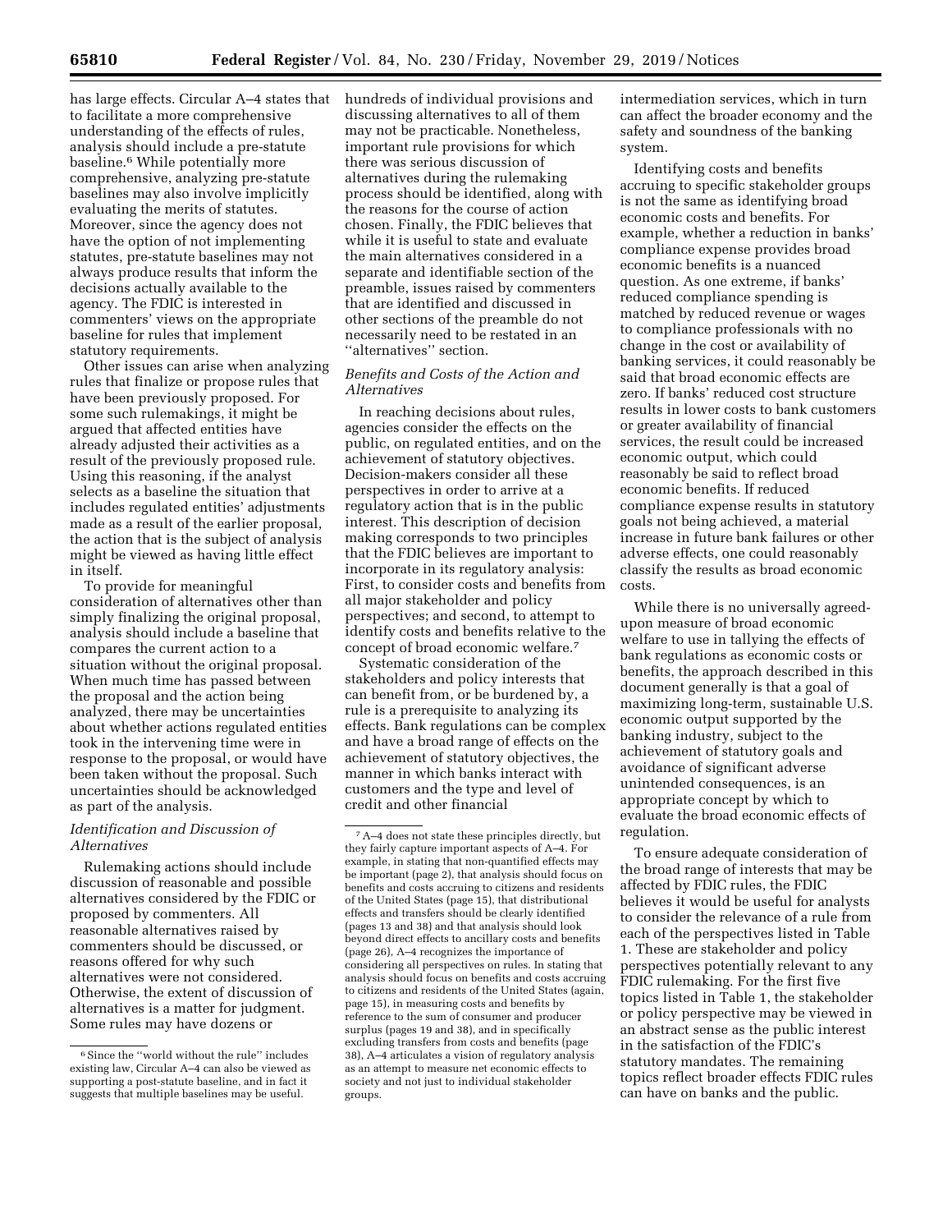has large effects. Circular A–4 states that to facilitate a more comprehensive understanding of the effects of rules, analysis should include a pre-statute baseline.[6] While potentially more comprehensive, analyzing pre-statute baselines may also involve implicitly evaluating the merits of statutes. Moreover, since the agency does not have the option of not implementing statutes, pre-statute baselines may not always produce results that inform the decisions actually available to the agency. The FDIC is interested in commenters' views on the appropriate baseline for rules that implement statutory requirements.

Other issues can arise when analyzing rules that finalize or propose rules that have been previously proposed. For some such rulemakings, it might be argued that affected entities have already adjusted their activities as a result of the previously proposed rule. Using this reasoning, if the analyst selects as a baseline the situation that includes regulated entities' adjustments made as a result of the earlier proposal, the action that is the subject of analysis might be viewed as having little effect in itself.

To provide for meaningful consideration of alternatives other than simply finalizing the original proposal, analysis should include a baseline that compares the current action to a situation without the original proposal. When much time has passed between the proposal and the action being analyzed, there may be uncertainties about whether actions regulated entities took in the intervening time were in response to the proposal, or would have been taken without the proposal. Such uncertainties should be acknowledged as part of the analysis.

*Identification and Discussion of Alternatives*

Rulemaking actions should include discussion of reasonable and possible alternatives considered by the FDIC or proposed by commenters. All reasonable alternatives raised by commenters should be discussed, or reasons offered for why such alternatives were not considered. Otherwise, the extent of discussion of alternatives is a matter for judgment. Some rules may have dozens or hundreds of individual provisions and discussing alternatives to all of them may not be practicable. Nonetheless, important rule provisions for which there was serious discussion of alternatives during the rulemaking process should be identified, along with the reasons for the course of action chosen. Finally, the FDIC believes that while it is useful to state and evaluate the main alternatives considered in a separate and identifiable section of the preamble, issues raised by commenters that are identified and discussed in other sections of the preamble do not necessarily need to be restated in an "alternatives" section.

*Benefits and Costs of the Action and Alternatives*

In reaching decisions about rules, agencies consider the effects on the public, on regulated entities, and on the achievement of statutory objectives. Decision-makers consider all these perspectives in order to arrive at a regulatory action that is in the public interest. This description of decision making corresponds to two principles that the FDIC believes are important to incorporate in its regulatory analysis: First, to consider costs and benefits from all major stakeholder and policy perspectives; and second, to attempt to identify costs and benefits relative to the concept of broad economic welfare.[7]

Systematic consideration of the stakeholders and policy interests that can benefit from, or be burdened by, a rule is a prerequisite to analyzing its effects. Bank regulations can be complex and have a broad range of effects on the achievement of statutory objectives, the manner in which banks interact with customers and the type and level of credit and other financial intermediation services, which in turn can affect the broader economy and the safety and soundness of the banking system.

Identifying costs and benefits accruing to specific stakeholder groups is not the same as identifying broad economic costs and benefits. For example, whether a reduction in banks' compliance expense provides broad economic benefits is a nuanced question. As one extreme, if banks' reduced compliance spending is matched by reduced revenue or wages to compliance professionals with no change in the cost or availability of banking services, it could reasonably be said that broad economic effects are zero. If banks' reduced cost structure results in lower costs to bank customers or greater availability of financial services, the result could be increased economic output, which could reasonably be said to reflect broad economic benefits. If reduced compliance expense results in statutory goals not being achieved, a material increase in future bank failures or other adverse effects, one could reasonably classify the results as broad economic costs.

While there is no universally agreed-upon measure of broad economic welfare to use in tallying the effects of bank regulations as economic costs or benefits, the approach described in this document generally is that a goal of maximizing long-term, sustainable U.S. economic output supported by the banking industry, subject to the achievement of statutory goals and avoidance of significant adverse unintended consequences, is an appropriate concept by which to evaluate the broad economic effects of regulation.

To ensure adequate consideration of the broad range of interests that may be affected by FDIC rules, the FDIC believes it would be useful for analysts to consider the relevance of a rule from each of the perspectives listed in Table 1. These are stakeholder and policy perspectives potentially relevant to any FDIC rulemaking. For the first five topics listed in Table 1, the stakeholder or policy perspective may be viewed in an abstract sense as the public interest in the satisfaction of the FDIC's statutory mandates. The remaining topics reflect broader effects FDIC rules can have on banks and the public.

---

[6] Since the "world without the rule" includes existing law, Circular A–4 can also be viewed as supporting a post-statute baseline, and in fact it suggests that multiple baselines may be useful.

[7] A–4 does not state these principles directly, but they fairly capture important aspects of A–4. For example, in stating that non-quantified effects may be important (page 2), that analysis should focus on benefits and costs accruing to citizens and residents of the United States (page 15), that distributional effects and transfers should be clearly identified (pages 13 and 38) and that analysis should look beyond direct effects to ancillary costs and benefits (page 26), A–4 recognizes the importance of considering all perspectives on rules. In stating that analysis should focus on benefits and costs accruing to citizens and residents of the United States (again, page 15), in measuring costs and benefits by reference to the sum of consumer and producer surplus (pages 19 and 38), and in specifically excluding transfers from costs and benefits (page 38), A–4 articulates a vision of regulatory analysis as an attempt to measure net economic effects to society and not just to individual stakeholder groups.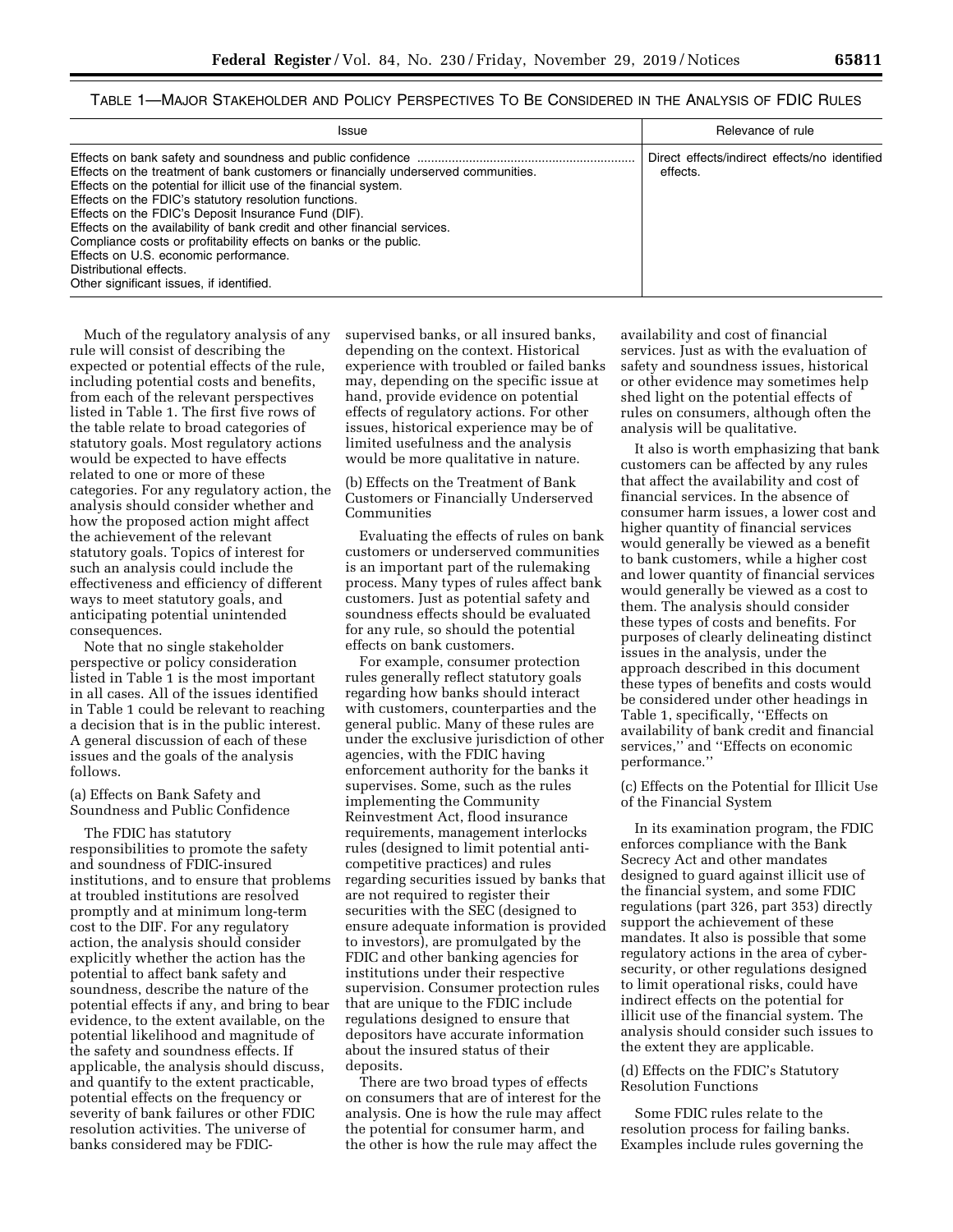TABLE 1—MAJOR STAKEHOLDER AND POLICY PERSPECTIVES TO BE CONSIDERED IN THE ANALYSIS OF FDIC RULES

| Issue | Relevance of rule |
| --- | --- |
| Effects on bank safety and soundness and public confidence<br>Effects on the treatment of bank customers or financially underserved communities.<br>Effects on the potential for illicit use of the financial system.<br>Effects on the FDIC's statutory resolution functions.<br>Effects on the FDIC's Deposit Insurance Fund (DIF).<br>Effects on the availability of bank credit and other financial services.<br>Compliance costs or profitability effects on banks or the public.<br>Effects on U.S. economic performance.<br>Distributional effects.<br>Other significant issues, if identified. | Direct effects/indirect effects/no identified effects. |

Much of the regulatory analysis of any rule will consist of describing the expected or potential effects of the rule, including potential costs and benefits, from each of the relevant perspectives listed in Table 1. The first five rows of the table relate to broad categories of statutory goals. Most regulatory actions would be expected to have effects related to one or more of these categories. For any regulatory action, the analysis should consider whether and how the proposed action might affect the achievement of the relevant statutory goals. Topics of interest for such an analysis could include the effectiveness and efficiency of different ways to meet statutory goals, and anticipating potential unintended consequences.

Note that no single stakeholder perspective or policy consideration listed in Table 1 is the most important in all cases. All of the issues identified in Table 1 could be relevant to reaching a decision that is in the public interest. A general discussion of each of these issues and the goals of the analysis follows.

(a) Effects on Bank Safety and Soundness and Public Confidence

The FDIC has statutory responsibilities to promote the safety and soundness of FDIC-insured institutions, and to ensure that problems at troubled institutions are resolved promptly and at minimum long-term cost to the DIF. For any regulatory action, the analysis should consider explicitly whether the action has the potential to affect bank safety and soundness, describe the nature of the potential effects if any, and bring to bear evidence, to the extent available, on the potential likelihood and magnitude of the safety and soundness effects. If applicable, the analysis should discuss, and quantify to the extent practicable, potential effects on the frequency or severity of bank failures or other FDIC resolution activities. The universe of banks considered may be FDIC-supervised banks, or all insured banks, depending on the context. Historical experience with troubled or failed banks may, depending on the specific issue at hand, provide evidence on potential effects of regulatory actions. For other issues, historical experience may be of limited usefulness and the analysis would be more qualitative in nature.

(b) Effects on the Treatment of Bank Customers or Financially Underserved Communities

Evaluating the effects of rules on bank customers or underserved communities is an important part of the rulemaking process. Many types of rules affect bank customers. Just as potential safety and soundness effects should be evaluated for any rule, so should the potential effects on bank customers.

For example, consumer protection rules generally reflect statutory goals regarding how banks should interact with customers, counterparties and the general public. Many of these rules are under the exclusive jurisdiction of other agencies, with the FDIC having enforcement authority for the banks it supervises. Some, such as the rules implementing the Community Reinvestment Act, flood insurance requirements, management interlocks rules (designed to limit potential anti-competitive practices) and rules regarding securities issued by banks that are not required to register their securities with the SEC (designed to ensure adequate information is provided to investors), are promulgated by the FDIC and other banking agencies for institutions under their respective supervision. Consumer protection rules that are unique to the FDIC include regulations designed to ensure that depositors have accurate information about the insured status of their deposits.

There are two broad types of effects on consumers that are of interest for the analysis. One is how the rule may affect the potential for consumer harm, and the other is how the rule may affect the availability and cost of financial services. Just as with the evaluation of safety and soundness issues, historical or other evidence may sometimes help shed light on the potential effects of rules on consumers, although often the analysis will be qualitative.

It also is worth emphasizing that bank customers can be affected by any rules that affect the availability and cost of financial services. In the absence of consumer harm issues, a lower cost and higher quantity of financial services would generally be viewed as a benefit to bank customers, while a higher cost and lower quantity of financial services would generally be viewed as a cost to them. The analysis should consider these types of costs and benefits. For purposes of clearly delineating distinct issues in the analysis, under the approach described in this document these types of benefits and costs would be considered under other headings in Table 1, specifically, "Effects on availability of bank credit and financial services," and "Effects on economic performance."

(c) Effects on the Potential for Illicit Use of the Financial System

In its examination program, the FDIC enforces compliance with the Bank Secrecy Act and other mandates designed to guard against illicit use of the financial system, and some FDIC regulations (part 326, part 353) directly support the achievement of these mandates. It also is possible that some regulatory actions in the area of cyber-security, or other regulations designed to limit operational risks, could have indirect effects on the potential for illicit use of the financial system. The analysis should consider such issues to the extent they are applicable.

(d) Effects on the FDIC's Statutory Resolution Functions

Some FDIC rules relate to the resolution process for failing banks. Examples include rules governing the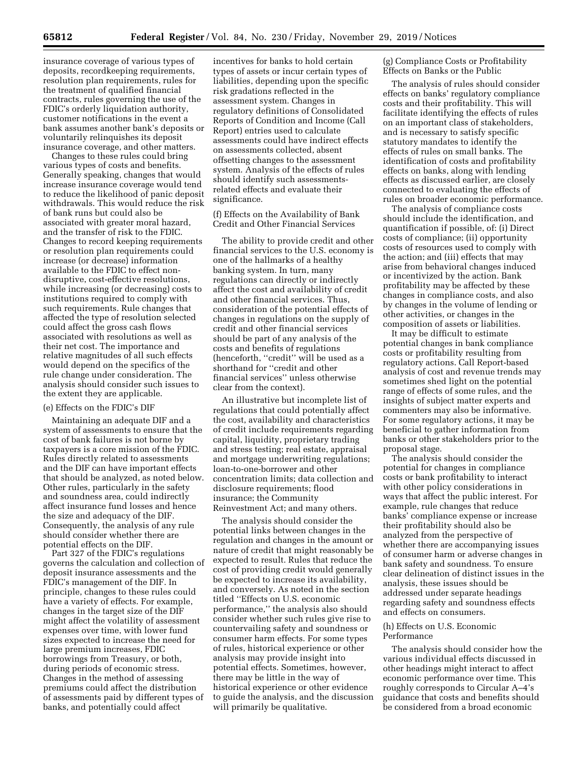insurance coverage of various types of deposits, recordkeeping requirements, resolution plan requirements, rules for the treatment of qualified financial contracts, rules governing the use of the FDIC's orderly liquidation authority, customer notifications in the event a bank assumes another bank's deposits or voluntarily relinquishes its deposit insurance coverage, and other matters.

Changes to these rules could bring various types of costs and benefits. Generally speaking, changes that would increase insurance coverage would tend to reduce the likelihood of panic deposit withdrawals. This would reduce the risk of bank runs but could also be associated with greater moral hazard, and the transfer of risk to the FDIC. Changes to record keeping requirements or resolution plan requirements could increase (or decrease) information available to the FDIC to effect non-disruptive, cost-effective resolutions, while increasing (or decreasing) costs to institutions required to comply with such requirements. Rule changes that affected the type of resolution selected could affect the gross cash flows associated with resolutions as well as their net cost. The importance and relative magnitudes of all such effects would depend on the specifics of the rule change under consideration. The analysis should consider such issues to the extent they are applicable.

### (e) Effects on the FDIC's DIF

Maintaining an adequate DIF and a system of assessments to ensure that the cost of bank failures is not borne by taxpayers is a core mission of the FDIC. Rules directly related to assessments and the DIF can have important effects that should be analyzed, as noted below. Other rules, particularly in the safety and soundness area, could indirectly affect insurance fund losses and hence the size and adequacy of the DIF. Consequently, the analysis of any rule should consider whether there are potential effects on the DIF.

Part 327 of the FDIC's regulations governs the calculation and collection of deposit insurance assessments and the FDIC's management of the DIF. In principle, changes to these rules could have a variety of effects. For example, changes in the target size of the DIF might affect the volatility of assessment expenses over time, with lower fund sizes expected to increase the need for large premium increases, FDIC borrowings from Treasury, or both, during periods of economic stress. Changes in the method of assessing premiums could affect the distribution of assessments paid by different types of banks, and potentially could affect incentives for banks to hold certain types of assets or incur certain types of liabilities, depending upon the specific risk gradations reflected in the assessment system. Changes in regulatory definitions of Consolidated Reports of Condition and Income (Call Report) entries used to calculate assessments could have indirect effects on assessments collected, absent offsetting changes to the assessment system. Analysis of the effects of rules should identify such assessments-related effects and evaluate their significance.

### (f) Effects on the Availability of Bank Credit and Other Financial Services

The ability to provide credit and other financial services to the U.S. economy is one of the hallmarks of a healthy banking system. In turn, many regulations can directly or indirectly affect the cost and availability of credit and other financial services. Thus, consideration of the potential effects of changes in regulations on the supply of credit and other financial services should be part of any analysis of the costs and benefits of regulations (henceforth, "credit" will be used as a shorthand for "credit and other financial services" unless otherwise clear from the context).

An illustrative but incomplete list of regulations that could potentially affect the cost, availability and characteristics of credit include requirements regarding capital, liquidity, proprietary trading and stress testing; real estate, appraisal and mortgage underwriting regulations; loan-to-one-borrower and other concentration limits; data collection and disclosure requirements; flood insurance; the Community Reinvestment Act; and many others.

The analysis should consider the potential links between changes in the regulation and changes in the amount or nature of credit that might reasonably be expected to result. Rules that reduce the cost of providing credit would generally be expected to increase its availability, and conversely. As noted in the section titled "Effects on U.S. economic performance," the analysis also should consider whether such rules give rise to countervailing safety and soundness or consumer harm effects. For some types of rules, historical experience or other analysis may provide insight into potential effects. Sometimes, however, there may be little in the way of historical experience or other evidence to guide the analysis, and the discussion will primarily be qualitative.

### (g) Compliance Costs or Profitability Effects on Banks or the Public

The analysis of rules should consider effects on banks' regulatory compliance costs and their profitability. This will facilitate identifying the effects of rules on an important class of stakeholders, and is necessary to satisfy specific statutory mandates to identify the effects of rules on small banks. The identification of costs and profitability effects on banks, along with lending effects as discussed earlier, are closely connected to evaluating the effects of rules on broader economic performance.

The analysis of compliance costs should include the identification, and quantification if possible, of: (i) Direct costs of compliance; (ii) opportunity costs of resources used to comply with the action; and (iii) effects that may arise from behavioral changes induced or incentivized by the action. Bank profitability may be affected by these changes in compliance costs, and also by changes in the volume of lending or other activities, or changes in the composition of assets or liabilities.

It may be difficult to estimate potential changes in bank compliance costs or profitability resulting from regulatory actions. Call Report-based analysis of cost and revenue trends may sometimes shed light on the potential range of effects of some rules, and the insights of subject matter experts and commenters may also be informative. For some regulatory actions, it may be beneficial to gather information from banks or other stakeholders prior to the proposal stage.

The analysis should consider the potential for changes in compliance costs or bank profitability to interact with other policy considerations in ways that affect the public interest. For example, rule changes that reduce banks' compliance expense or increase their profitability should also be analyzed from the perspective of whether there are accompanying issues of consumer harm or adverse changes in bank safety and soundness. To ensure clear delineation of distinct issues in the analysis, these issues should be addressed under separate headings regarding safety and soundness effects and effects on consumers.

### (h) Effects on U.S. Economic Performance

The analysis should consider how the various individual effects discussed in other headings might interact to affect economic performance over time. This roughly corresponds to Circular A–4's guidance that costs and benefits should be considered from a broad economic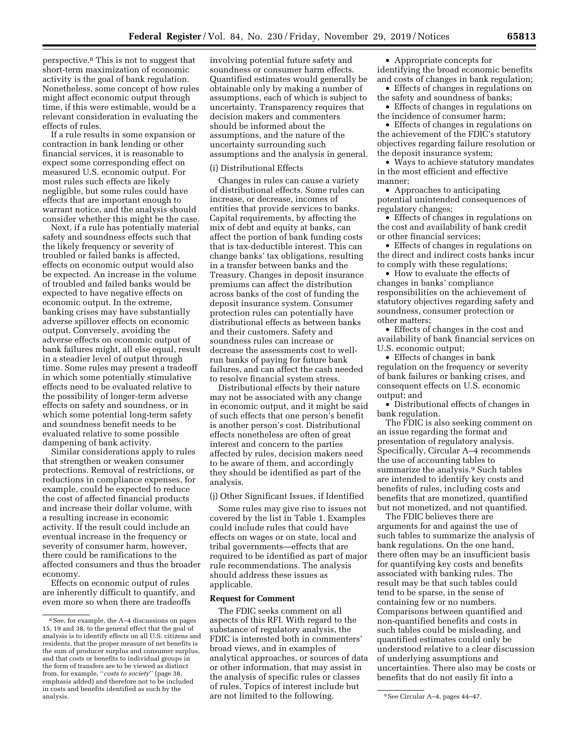perspective.[8] This is not to suggest that short-term maximization of economic activity is the goal of bank regulation. Nonetheless, some concept of how rules might affect economic output through time, if this were estimable, would be a relevant consideration in evaluating the effects of rules.

If a rule results in some expansion or contraction in bank lending or other financial services, it is reasonable to expect some corresponding effect on measured U.S. economic output. For most rules such effects are likely negligible, but some rules could have effects that are important enough to warrant notice, and the analysis should consider whether this might be the case.

Next, if a rule has potentially material safety and soundness effects such that the likely frequency or severity of troubled or failed banks is affected, effects on economic output would also be expected. An increase in the volume of troubled and failed banks would be expected to have negative effects on economic output. In the extreme, banking crises may have substantially adverse spillover effects on economic output. Conversely, avoiding the adverse effects on economic output of bank failures might, all else equal, result in a steadier level of output through time. Some rules may present a tradeoff in which some potentially stimulative effects need to be evaluated relative to the possibility of longer-term adverse effects on safety and soundness, or in which some potential long-term safety and soundness benefit needs to be evaluated relative to some possible dampening of bank activity.

Similar considerations apply to rules that strengthen or weaken consumer protections. Removal of restrictions, or reductions in compliance expenses, for example, could be expected to reduce the cost of affected financial products and increase their dollar volume, with a resulting increase in economic activity. If the result could include an eventual increase in the frequency or severity of consumer harm, however, there could be ramifications to the affected consumers and thus the broader economy.

Effects on economic output of rules are inherently difficult to quantify, and even more so when there are tradeoffs involving potential future safety and soundness or consumer harm effects. Quantified estimates would generally be obtainable only by making a number of assumptions, each of which is subject to uncertainty. Transparency requires that decision makers and commenters should be informed about the assumptions, and the nature of the uncertainty surrounding such assumptions and the analysis in general.

(i) Distributional Effects

Changes in rules can cause a variety of distributional effects. Some rules can increase, or decrease, incomes of entities that provide services to banks. Capital requirements, by affecting the mix of debt and equity at banks, can affect the portion of bank funding costs that is tax-deductible interest. This can change banks' tax obligations, resulting in a transfer between banks and the Treasury. Changes in deposit insurance premiums can affect the distribution across banks of the cost of funding the deposit insurance system. Consumer protection rules can potentially have distributional effects as between banks and their customers. Safety and soundness rules can increase or decrease the assessments cost to well-run banks of paying for future bank failures, and can affect the cash needed to resolve financial system stress.

Distributional effects by their nature may not be associated with any change in economic output, and it might be said of such effects that one person's benefit is another person's cost. Distributional effects nonetheless are often of great interest and concern to the parties affected by rules, decision makers need to be aware of them, and accordingly they should be identified as part of the analysis.

(j) Other Significant Issues, if Identified

Some rules may give rise to issues not covered by the list in Table 1. Examples could include rules that could have effects on wages or on state, local and tribal governments—effects that are required to be identified as part of major rule recommendations. The analysis should address these issues as applicable.

**Request for Comment**

The FDIC seeks comment on all aspects of this RFI. With regard to the substance of regulatory analysis, the FDIC is interested both in commenters' broad views, and in examples of analytical approaches, or sources of data or other information, that may assist in the analysis of specific rules or classes of rules. Topics of interest include but are not limited to the following.

- Appropriate concepts for identifying the broad economic benefits and costs of changes in bank regulation;
- Effects of changes in regulations on the safety and soundness of banks;
- Effects of changes in regulations on the incidence of consumer harm;
- Effects of changes in regulations on the achievement of the FDIC's statutory objectives regarding failure resolution or the deposit insurance system;
- Ways to achieve statutory mandates in the most efficient and effective manner;
- Approaches to anticipating potential unintended consequences of regulatory changes;
- Effects of changes in regulations on the cost and availability of bank credit or other financial services;
- Effects of changes in regulations on the direct and indirect costs banks incur to comply with these regulations;
- How to evaluate the effects of changes in banks' compliance responsibilities on the achievement of statutory objectives regarding safety and soundness, consumer protection or other matters;
- Effects of changes in the cost and availability of bank financial services on U.S. economic output;
- Effects of changes in bank regulation on the frequency or severity of bank failures or banking crises, and consequent effects on U.S. economic output; and
- Distributional effects of changes in bank regulation.

The FDIC is also seeking comment on an issue regarding the format and presentation of regulatory analysis. Specifically, Circular A–4 recommends the use of accounting tables to summarize the analysis.[9] Such tables are intended to identify key costs and benefits of rules, including costs and benefits that are monetized, quantified but not monetized, and not quantified.

The FDIC believes there are arguments for and against the use of such tables to summarize the analysis of bank regulations. On the one hand, there often may be an insufficient basis for quantifying key costs and benefits associated with banking rules. The result may be that such tables could tend to be sparse, in the sense of containing few or no numbers. Comparisons between quantified and non-quantified benefits and costs in such tables could be misleading, and quantified estimates could only be understood relative to a clear discussion of underlying assumptions and uncertainties. There also may be costs or benefits that do not easily fit into a

[8] See, for example, the A–4 discussions on pages 15, 19 and 38, to the general effect that the goal of analysis is to identify effects on all U.S. citizens and residents, that the proper measure of net benefits is the sum of producer surplus and consumer surplus, and that costs or benefits to individual groups in the form of transfers are to be viewed as distinct from, for example, "*costs to society*" (page 38, emphasis added) and therefore not to be included in costs and benefits identified as such by the analysis.

[9] See Circular A–4, pages 44–47.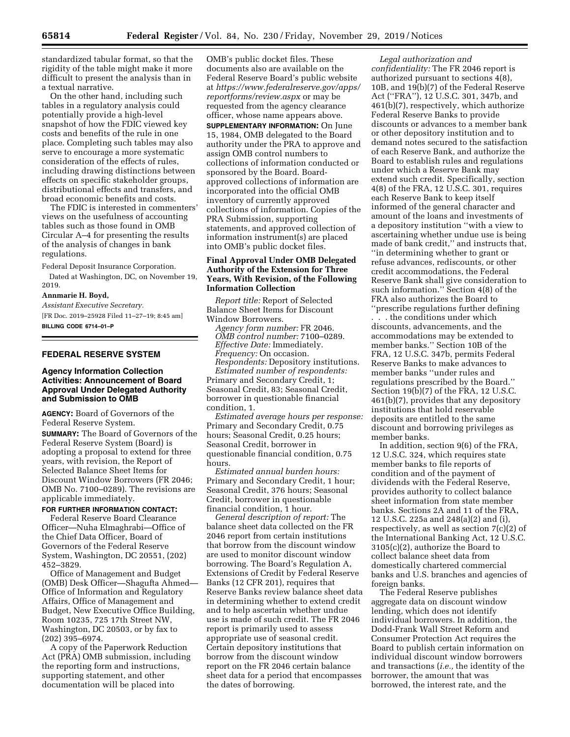standardized tabular format, so that the rigidity of the table might make it more difficult to present the analysis than in a textual narrative.

On the other hand, including such tables in a regulatory analysis could potentially provide a high-level snapshot of how the FDIC viewed key costs and benefits of the rule in one place. Completing such tables may also serve to encourage a more systematic consideration of the effects of rules, including drawing distinctions between effects on specific stakeholder groups, distributional effects and transfers, and broad economic benefits and costs.

The FDIC is interested in commenters' views on the usefulness of accounting tables such as those found in OMB Circular A–4 for presenting the results of the analysis of changes in bank regulations.

Federal Deposit Insurance Corporation.

Dated at Washington, DC, on November 19, 2019.

**Annmarie H. Boyd,**

*Assistant Executive Secretary.*

[FR Doc. 2019–25928 Filed 11–27–19; 8:45 am]

**BILLING CODE 6714–01–P**

## FEDERAL RESERVE SYSTEM

### Agency Information Collection Activities: Announcement of Board Approval Under Delegated Authority and Submission to OMB

**AGENCY:** Board of Governors of the Federal Reserve System.

**SUMMARY:** The Board of Governors of the Federal Reserve System (Board) is adopting a proposal to extend for three years, with revision, the Report of Selected Balance Sheet Items for Discount Window Borrowers (FR 2046; OMB No. 7100–0289). The revisions are applicable immediately.

**FOR FURTHER INFORMATION CONTACT:**

Federal Reserve Board Clearance Officer—Nuha Elmaghrabi—Office of the Chief Data Officer, Board of Governors of the Federal Reserve System, Washington, DC 20551, (202) 452–3829.

Office of Management and Budget (OMB) Desk Officer—Shagufta Ahmed—Office of Information and Regulatory Affairs, Office of Management and Budget, New Executive Office Building, Room 10235, 725 17th Street NW, Washington, DC 20503, or by fax to (202) 395–6974.

A copy of the Paperwork Reduction Act (PRA) OMB submission, including the reporting form and instructions, supporting statement, and other documentation will be placed into OMB's public docket files. These documents also are available on the Federal Reserve Board's public website at *https://www.federalreserve.gov/apps/reportforms/review.aspx* or may be requested from the agency clearance officer, whose name appears above.

**SUPPLEMENTARY INFORMATION:** On June 15, 1984, OMB delegated to the Board authority under the PRA to approve and assign OMB control numbers to collections of information conducted or sponsored by the Board. Board-approved collections of information are incorporated into the official OMB inventory of currently approved collections of information. Copies of the PRA Submission, supporting statements, and approved collection of information instrument(s) are placed into OMB's public docket files.

### Final Approval Under OMB Delegated Authority of the Extension for Three Years, With Revision, of the Following Information Collection

*Report title:* Report of Selected Balance Sheet Items for Discount Window Borrowers.

*Agency form number:* FR 2046.

*OMB control number:* 7100–0289.

*Effective Date:* Immediately.

*Frequency:* On occasion.

*Respondents:* Depository institutions.

*Estimated number of respondents:* Primary and Secondary Credit, 1; Seasonal Credit, 83; Seasonal Credit, borrower in questionable financial condition, 1.

*Estimated average hours per response:* Primary and Secondary Credit, 0.75 hours; Seasonal Credit, 0.25 hours; Seasonal Credit, borrower in questionable financial condition, 0.75 hours.

*Estimated annual burden hours:* Primary and Secondary Credit, 1 hour; Seasonal Credit, 376 hours; Seasonal Credit, borrower in questionable financial condition, 1 hour.

*General description of report:* The balance sheet data collected on the FR 2046 report from certain institutions that borrow from the discount window are used to monitor discount window borrowing. The Board's Regulation A, Extensions of Credit by Federal Reserve Banks (12 CFR 201), requires that Reserve Banks review balance sheet data in determining whether to extend credit and to help ascertain whether undue use is made of such credit. The FR 2046 report is primarily used to assess appropriate use of seasonal credit. Certain depository institutions that borrow from the discount window report on the FR 2046 certain balance sheet data for a period that encompasses the dates of borrowing.

*Legal authorization and confidentiality:* The FR 2046 report is authorized pursuant to sections 4(8), 10B, and 19(b)(7) of the Federal Reserve Act (''FRA''), 12 U.S.C. 301, 347b, and 461(b)(7), respectively, which authorize Federal Reserve Banks to provide discounts or advances to a member bank or other depository institution and to demand notes secured to the satisfaction of each Reserve Bank, and authorize the Board to establish rules and regulations under which a Reserve Bank may extend such credit. Specifically, section 4(8) of the FRA, 12 U.S.C. 301, requires each Reserve Bank to keep itself informed of the general character and amount of the loans and investments of a depository institution ''with a view to ascertaining whether undue use is being made of bank credit,'' and instructs that, ''in determining whether to grant or refuse advances, rediscounts, or other credit accommodations, the Federal Reserve Bank shall give consideration to such information.'' Section 4(8) of the FRA also authorizes the Board to ''prescribe regulations further defining . . . the conditions under which discounts, advancements, and the accommodations may be extended to member banks.'' Section 10B of the FRA, 12 U.S.C. 347b, permits Federal Reserve Banks to make advances to member banks ''under rules and regulations prescribed by the Board.'' Section 19(b)(7) of the FRA, 12 U.S.C. 461(b)(7), provides that any depository institutions that hold reservable deposits are entitled to the same discount and borrowing privileges as member banks.

In addition, section 9(6) of the FRA, 12 U.S.C. 324, which requires state member banks to file reports of condition and of the payment of dividends with the Federal Reserve, provides authority to collect balance sheet information from state member banks. Sections 2A and 11 of the FRA, 12 U.S.C. 225a and 248(a)(2) and (i), respectively, as well as section 7(c)(2) of the International Banking Act, 12 U.S.C. 3105(c)(2), authorize the Board to collect balance sheet data from domestically chartered commercial banks and U.S. branches and agencies of foreign banks.

The Federal Reserve publishes aggregate data on discount window lending, which does not identify individual borrowers. In addition, the Dodd-Frank Wall Street Reform and Consumer Protection Act requires the Board to publish certain information on individual discount window borrowers and transactions (*i.e.,* the identity of the borrower, the amount that was borrowed, the interest rate, and the